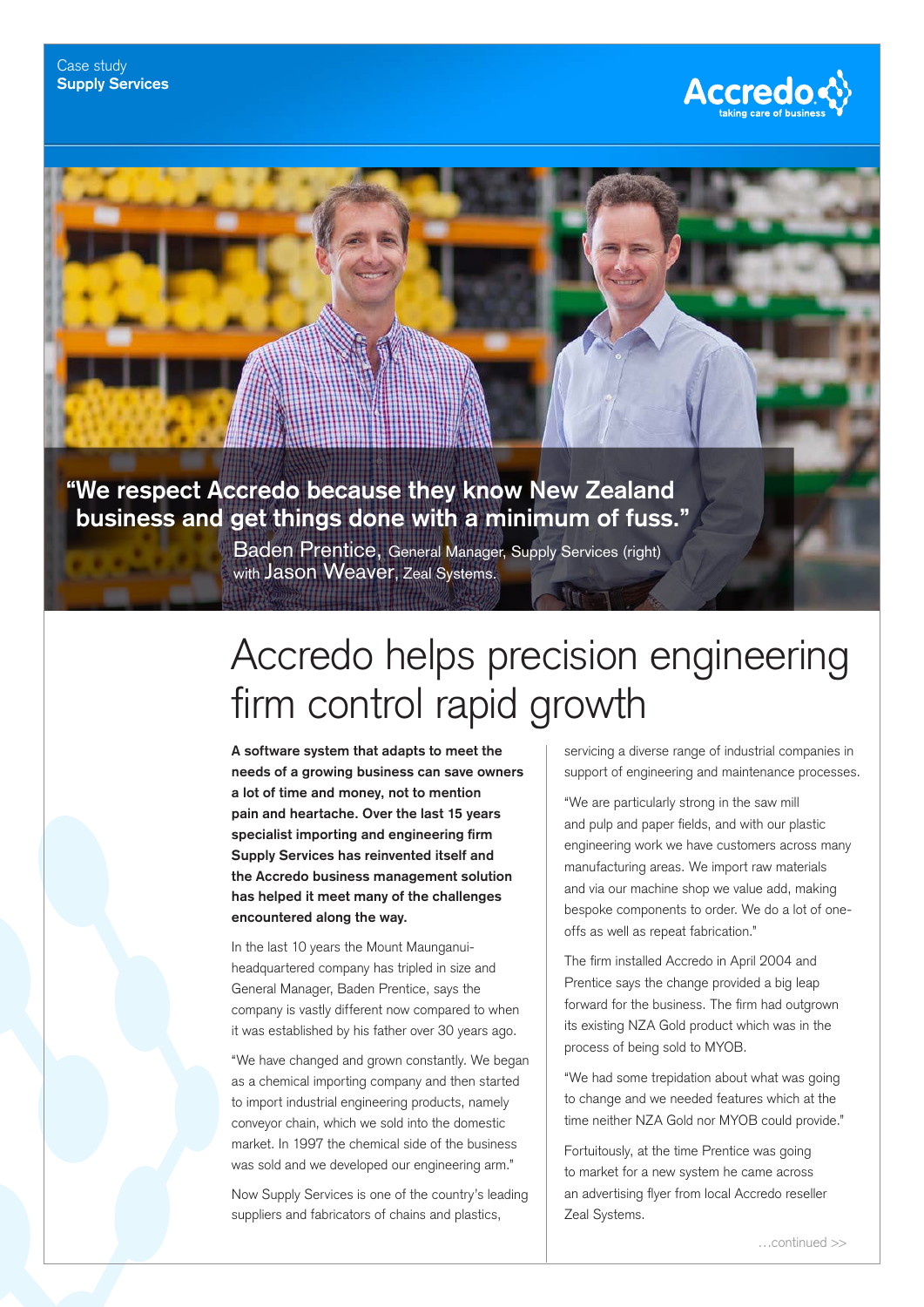Case study
**Supply Services**

**"We respect Accredo because they know New Zealand business and get things done with a minimum of fuss."**

Baden Prentice, General Manager, Supply Services (right) with Jason Weaver, Zeal Systems.

# Accredo helps precision engineering firm control rapid growth

**A software system that adapts to meet the needs of a growing business can save owners a lot of time and money, not to mention pain and heartache. Over the last 15 years specialist importing and engineering firm Supply Services has reinvented itself and the Accredo business management solution has helped it meet many of the challenges encountered along the way.**

In the last 10 years the Mount Maunganui-headquartered company has tripled in size and General Manager, Baden Prentice, says the company is vastly different now compared to when it was established by his father over 30 years ago.

"We have changed and grown constantly. We began as a chemical importing company and then started to import industrial engineering products, namely conveyor chain, which we sold into the domestic market. In 1997 the chemical side of the business was sold and we developed our engineering arm."

Now Supply Services is one of the country's leading suppliers and fabricators of chains and plastics, servicing a diverse range of industrial companies in support of engineering and maintenance processes.

"We are particularly strong in the saw mill and pulp and paper fields, and with our plastic engineering work we have customers across many manufacturing areas. We import raw materials and via our machine shop we value add, making bespoke components to order. We do a lot of one-offs as well as repeat fabrication."

The firm installed Accredo in April 2004 and Prentice says the change provided a big leap forward for the business. The firm had outgrown its existing NZA Gold product which was in the process of being sold to MYOB.

"We had some trepidation about what was going to change and we needed features which at the time neither NZA Gold nor MYOB could provide."

Fortuitously, at the time Prentice was going to market for a new system he came across an advertising flyer from local Accredo reseller Zeal Systems.

…continued >>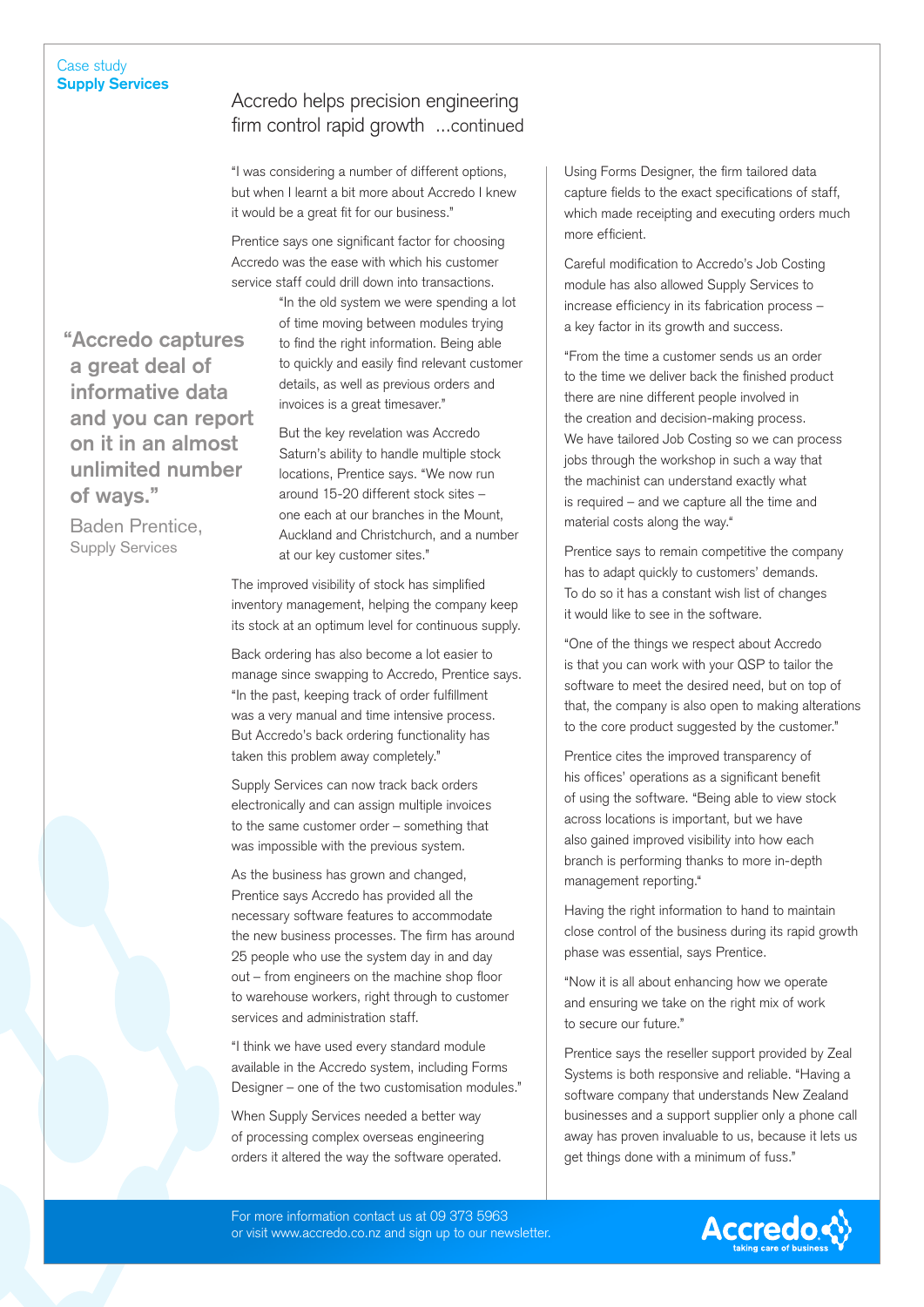Case study
**Supply Services**

## Accredo helps precision engineering firm control rapid growth ...continued

"I was considering a number of different options, but when I learnt a bit more about Accredo I knew it would be a great fit for our business."

Prentice says one significant factor for choosing Accredo was the ease with which his customer service staff could drill down into transactions. "In the old system we were spending a lot of time moving between modules trying to find the right information. Being able to quickly and easily find relevant customer details, as well as previous orders and invoices is a great timesaver."

> **"Accredo captures a great deal of informative data and you can report on it in an almost unlimited number of ways."**
>
> Baden Prentice,
> Supply Services

But the key revelation was Accredo Saturn's ability to handle multiple stock locations, Prentice says. "We now run around 15-20 different stock sites – one each at our branches in the Mount, Auckland and Christchurch, and a number at our key customer sites."

The improved visibility of stock has simplified inventory management, helping the company keep its stock at an optimum level for continuous supply.

Back ordering has also become a lot easier to manage since swapping to Accredo, Prentice says. "In the past, keeping track of order fulfillment was a very manual and time intensive process. But Accredo's back ordering functionality has taken this problem away completely."

Supply Services can now track back orders electronically and can assign multiple invoices to the same customer order – something that was impossible with the previous system.

As the business has grown and changed, Prentice says Accredo has provided all the necessary software features to accommodate the new business processes. The firm has around 25 people who use the system day in and day out – from engineers on the machine shop floor to warehouse workers, right through to customer services and administration staff.

"I think we have used every standard module available in the Accredo system, including Forms Designer – one of the two customisation modules."

When Supply Services needed a better way of processing complex overseas engineering orders it altered the way the software operated.

Using Forms Designer, the firm tailored data capture fields to the exact specifications of staff, which made receipting and executing orders much more efficient.

Careful modification to Accredo's Job Costing module has also allowed Supply Services to increase efficiency in its fabrication process – a key factor in its growth and success.

"From the time a customer sends us an order to the time we deliver back the finished product there are nine different people involved in the creation and decision-making process. We have tailored Job Costing so we can process jobs through the workshop in such a way that the machinist can understand exactly what is required – and we capture all the time and material costs along the way."

Prentice says to remain competitive the company has to adapt quickly to customers' demands. To do so it has a constant wish list of changes it would like to see in the software.

"One of the things we respect about Accredo is that you can work with your QSP to tailor the software to meet the desired need, but on top of that, the company is also open to making alterations to the core product suggested by the customer."

Prentice cites the improved transparency of his offices' operations as a significant benefit of using the software. "Being able to view stock across locations is important, but we have also gained improved visibility into how each branch is performing thanks to more in-depth management reporting."

Having the right information to hand to maintain close control of the business during its rapid growth phase was essential, says Prentice.

"Now it is all about enhancing how we operate and ensuring we take on the right mix of work to secure our future."

Prentice says the reseller support provided by Zeal Systems is both responsive and reliable. "Having a software company that understands New Zealand businesses and a support supplier only a phone call away has proven invaluable to us, because it lets us get things done with a minimum of fuss."

For more information contact us at 09 373 5963
or visit www.accredo.co.nz and sign up to our newsletter.

Accredo
taking care of business